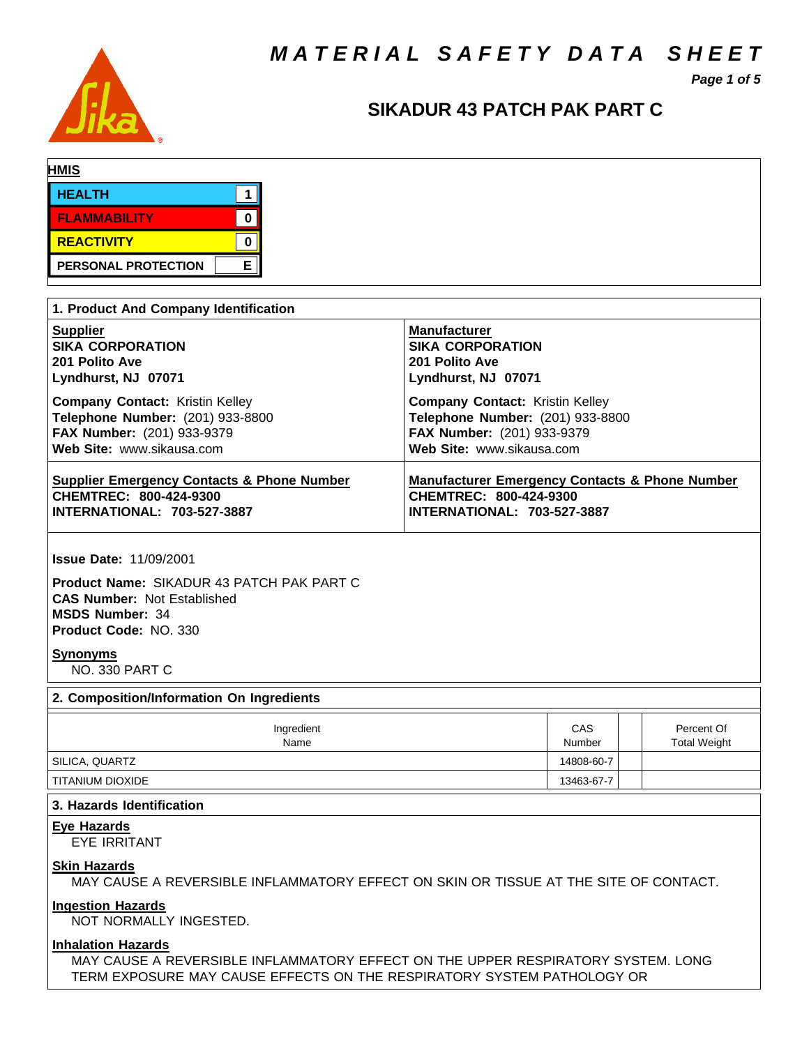# MATERIAL SAFETY DATA SHEET

## SIKADUR 43 PATCH PAK PART C

**HMIS**

| | |
|---|---|
| HEALTH | 1 |
| FLAMMABILITY | 0 |
| REACTIVITY | 0 |
| PERSONAL PROTECTION | E |

### 1. Product And Company Identification

**Supplier**
**SIKA CORPORATION**
**201 Polito Ave**
**Lyndhurst, NJ 07071**

**Company Contact:** Kristin Kelley
**Telephone Number:** (201) 933-8800
**FAX Number:** (201) 933-9379
**Web Site:** www.sikausa.com

**Manufacturer**
**SIKA CORPORATION**
**201 Polito Ave**
**Lyndhurst, NJ 07071**

**Company Contact:** Kristin Kelley
**Telephone Number:** (201) 933-8800
**FAX Number:** (201) 933-9379
**Web Site:** www.sikausa.com

**Supplier Emergency Contacts & Phone Number**
**CHEMTREC: 800-424-9300**
**INTERNATIONAL: 703-527-3887**

**Manufacturer Emergency Contacts & Phone Number**
**CHEMTREC: 800-424-9300**
**INTERNATIONAL: 703-527-3887**

**Issue Date:** 11/09/2001

**Product Name:** SIKADUR 43 PATCH PAK PART C
**CAS Number:** Not Established
**MSDS Number:** 34
**Product Code:** NO. 330

**Synonyms**
NO. 330 PART C

### 2. Composition/Information On Ingredients

| Ingredient Name | CAS Number | | Percent Of Total Weight |
|---|---|---|---|
| SILICA, QUARTZ | 14808-60-7 | | |
| TITANIUM DIOXIDE | 13463-67-7 | | |

### 3. Hazards Identification

**Eye Hazards**
EYE IRRITANT

**Skin Hazards**
MAY CAUSE A REVERSIBLE INFLAMMATORY EFFECT ON SKIN OR TISSUE AT THE SITE OF CONTACT.

**Ingestion Hazards**
NOT NORMALLY INGESTED.

**Inhalation Hazards**
MAY CAUSE A REVERSIBLE INFLAMMATORY EFFECT ON THE UPPER RESPIRATORY SYSTEM. LONG TERM EXPOSURE MAY CAUSE EFFECTS ON THE RESPIRATORY SYSTEM PATHOLOGY OR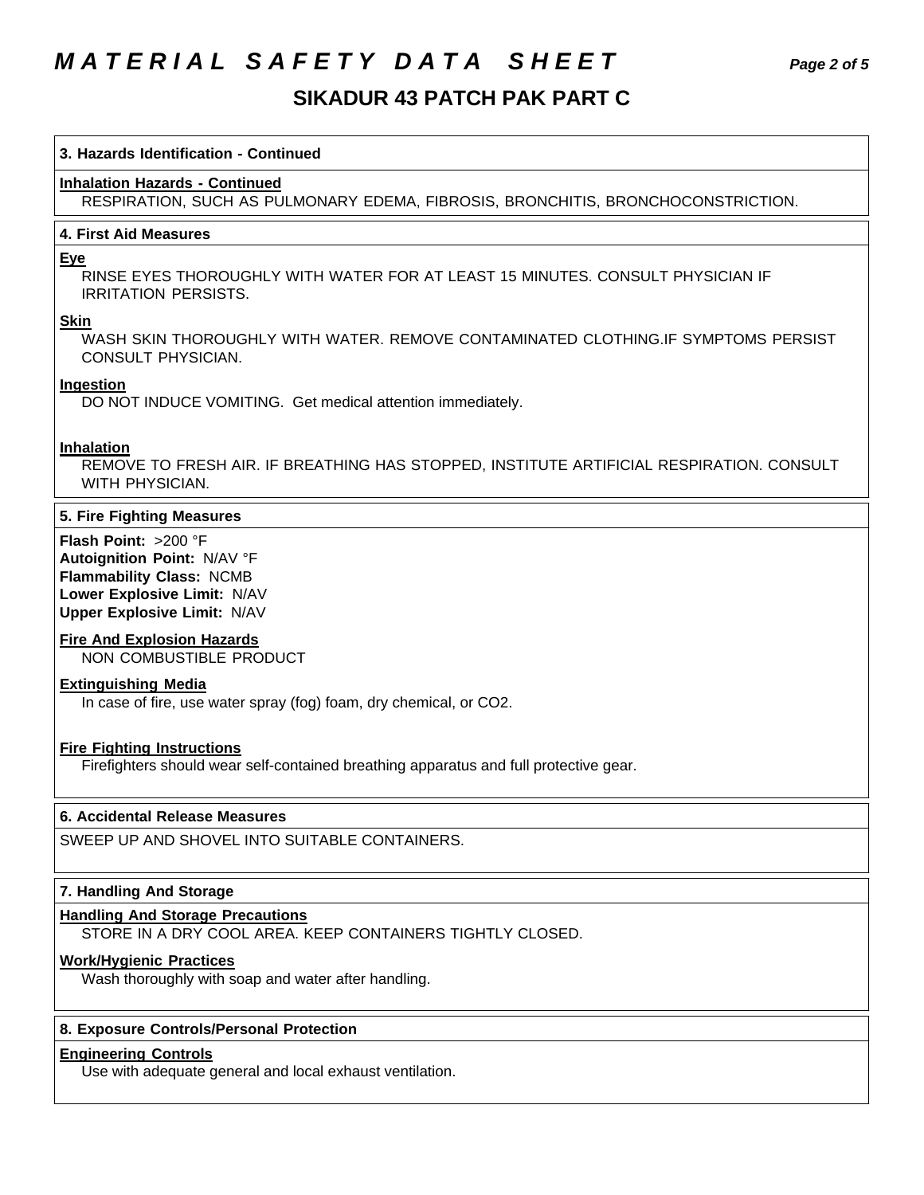## 3. Hazards Identification - Continued

**Inhalation Hazards - Continued**

RESPIRATION, SUCH AS PULMONARY EDEMA, FIBROSIS, BRONCHITIS, BRONCHOCONSTRICTION.

## 4. First Aid Measures

**Eye**

RINSE EYES THOROUGHLY WITH WATER FOR AT LEAST 15 MINUTES. CONSULT PHYSICIAN IF IRRITATION PERSISTS.

**Skin**

WASH SKIN THOROUGHLY WITH WATER. REMOVE CONTAMINATED CLOTHING.IF SYMPTOMS PERSIST CONSULT PHYSICIAN.

**Ingestion**

DO NOT INDUCE VOMITING. Get medical attention immediately.

**Inhalation**

REMOVE TO FRESH AIR. IF BREATHING HAS STOPPED, INSTITUTE ARTIFICIAL RESPIRATION. CONSULT WITH PHYSICIAN.

## 5. Fire Fighting Measures

**Flash Point:** >200 °F
**Autoignition Point:** N/AV °F
**Flammability Class:** NCMB
**Lower Explosive Limit:** N/AV
**Upper Explosive Limit:** N/AV

**Fire And Explosion Hazards**

NON COMBUSTIBLE PRODUCT

**Extinguishing Media**

In case of fire, use water spray (fog) foam, dry chemical, or CO2.

**Fire Fighting Instructions**

Firefighters should wear self-contained breathing apparatus and full protective gear.

## 6. Accidental Release Measures

SWEEP UP AND SHOVEL INTO SUITABLE CONTAINERS.

## 7. Handling And Storage

**Handling And Storage Precautions**

STORE IN A DRY COOL AREA. KEEP CONTAINERS TIGHTLY CLOSED.

**Work/Hygienic Practices**

Wash thoroughly with soap and water after handling.

## 8. Exposure Controls/Personal Protection

**Engineering Controls**

Use with adequate general and local exhaust ventilation.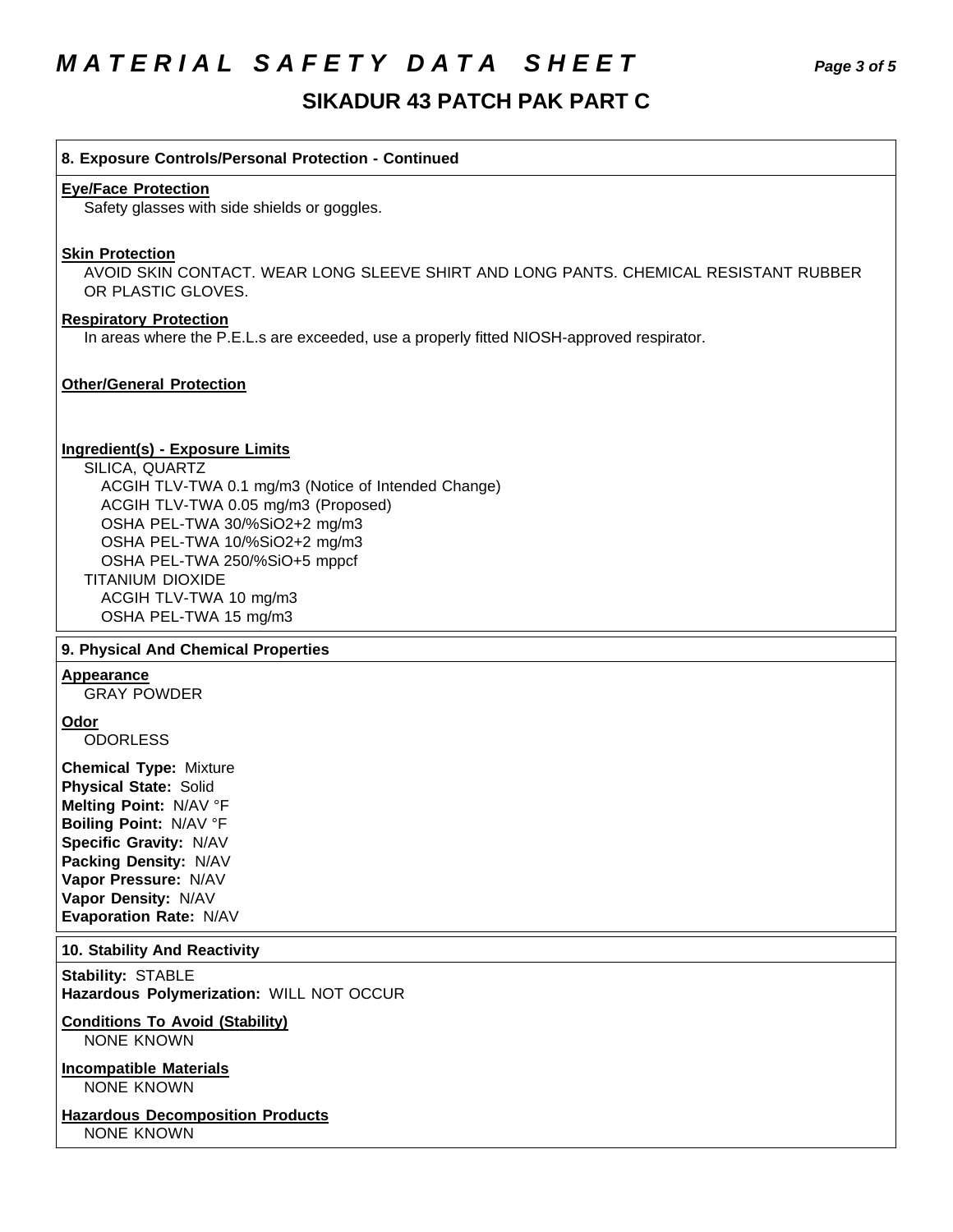# MATERIAL SAFETY DATA SHEET

## SIKADUR 43 PATCH PAK PART C

### 8. Exposure Controls/Personal Protection - Continued

**Eye/Face Protection**

Safety glasses with side shields or goggles.

**Skin Protection**

AVOID SKIN CONTACT. WEAR LONG SLEEVE SHIRT AND LONG PANTS. CHEMICAL RESISTANT RUBBER OR PLASTIC GLOVES.

**Respiratory Protection**

In areas where the P.E.L.s are exceeded, use a properly fitted NIOSH-approved respirator.

**Other/General Protection**

**Ingredient(s) - Exposure Limits**

SILICA, QUARTZ
- ACGIH TLV-TWA 0.1 mg/m3 (Notice of Intended Change)
- ACGIH TLV-TWA 0.05 mg/m3 (Proposed)
- OSHA PEL-TWA 30/%SiO2+2 mg/m3
- OSHA PEL-TWA 10/%SiO2+2 mg/m3
- OSHA PEL-TWA 250/%SiO+5 mppcf

TITANIUM DIOXIDE
- ACGIH TLV-TWA 10 mg/m3
- OSHA PEL-TWA 15 mg/m3

### 9. Physical And Chemical Properties

**Appearance**

GRAY POWDER

**Odor**

ODORLESS

**Chemical Type:** Mixture
**Physical State:** Solid
**Melting Point:** N/AV °F
**Boiling Point:** N/AV °F
**Specific Gravity:** N/AV
**Packing Density:** N/AV
**Vapor Pressure:** N/AV
**Vapor Density:** N/AV
**Evaporation Rate:** N/AV

### 10. Stability And Reactivity

**Stability:** STABLE
**Hazardous Polymerization:** WILL NOT OCCUR

**Conditions To Avoid (Stability)**

NONE KNOWN

**Incompatible Materials**

NONE KNOWN

**Hazardous Decomposition Products**

NONE KNOWN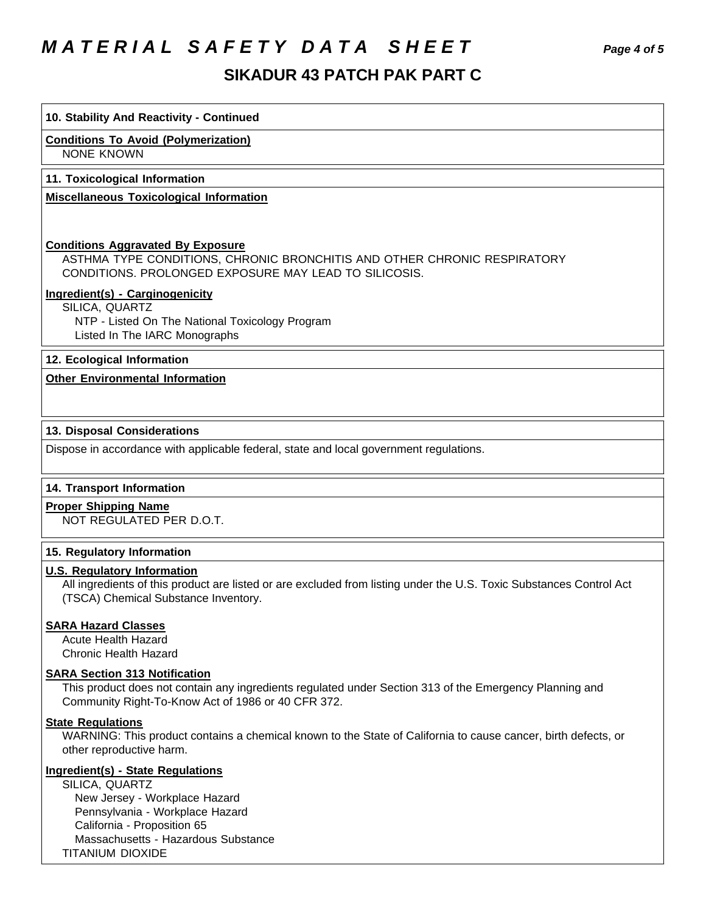# MATERIAL SAFETY DATA SHEET

## SIKADUR 43 PATCH PAK PART C

### 10. Stability And Reactivity - Continued

**Conditions To Avoid (Polymerization)**
NONE KNOWN

### 11. Toxicological Information

**Miscellaneous Toxicological Information**

**Conditions Aggravated By Exposure**
ASTHMA TYPE CONDITIONS, CHRONIC BRONCHITIS AND OTHER CHRONIC RESPIRATORY CONDITIONS. PROLONGED EXPOSURE MAY LEAD TO SILICOSIS.

**Ingredient(s) - Carginogenicity**
SILICA, QUARTZ
- NTP - Listed On The National Toxicology Program
- Listed In The IARC Monographs

### 12. Ecological Information

**Other Environmental Information**

### 13. Disposal Considerations

Dispose in accordance with applicable federal, state and local government regulations.

### 14. Transport Information

**Proper Shipping Name**
NOT REGULATED PER D.O.T.

### 15. Regulatory Information

**U.S. Regulatory Information**
All ingredients of this product are listed or are excluded from listing under the U.S. Toxic Substances Control Act (TSCA) Chemical Substance Inventory.

**SARA Hazard Classes**
Acute Health Hazard
Chronic Health Hazard

**SARA Section 313 Notification**
This product does not contain any ingredients regulated under Section 313 of the Emergency Planning and Community Right-To-Know Act of 1986 or 40 CFR 372.

**State Regulations**
WARNING: This product contains a chemical known to the State of California to cause cancer, birth defects, or other reproductive harm.

**Ingredient(s) - State Regulations**
SILICA, QUARTZ
- New Jersey - Workplace Hazard
- Pennsylvania - Workplace Hazard
- California - Proposition 65
- Massachusetts - Hazardous Substance

TITANIUM DIOXIDE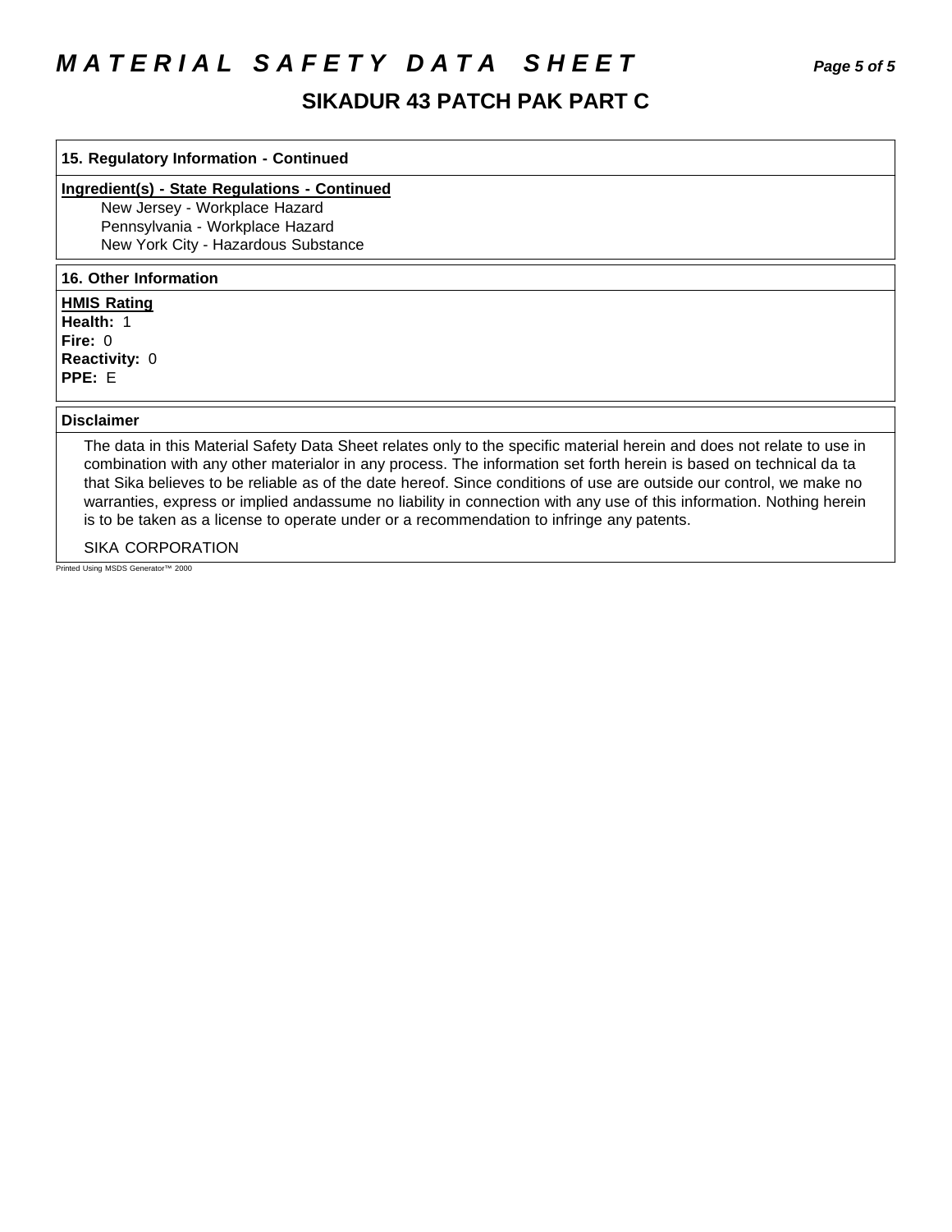## 15. Regulatory Information - Continued

**Ingredient(s) - State Regulations - Continued**

New Jersey - Workplace Hazard
Pennsylvania - Workplace Hazard
New York City - Hazardous Substance

## 16. Other Information

**HMIS Rating**

**Health:** 1
**Fire:** 0
**Reactivity:** 0
**PPE:** E

## Disclaimer

The data in this Material Safety Data Sheet relates only to the specific material herein and does not relate to use in combination with any other materialor in any process. The information set forth herein is based on technical da ta that Sika believes to be reliable as of the date hereof. Since conditions of use are outside our control, we make no warranties, express or implied andassume no liability in connection with any use of this information. Nothing herein is to be taken as a license to operate under or a recommendation to infringe any patents.

SIKA CORPORATION

Printed Using MSDS Generator™ 2000